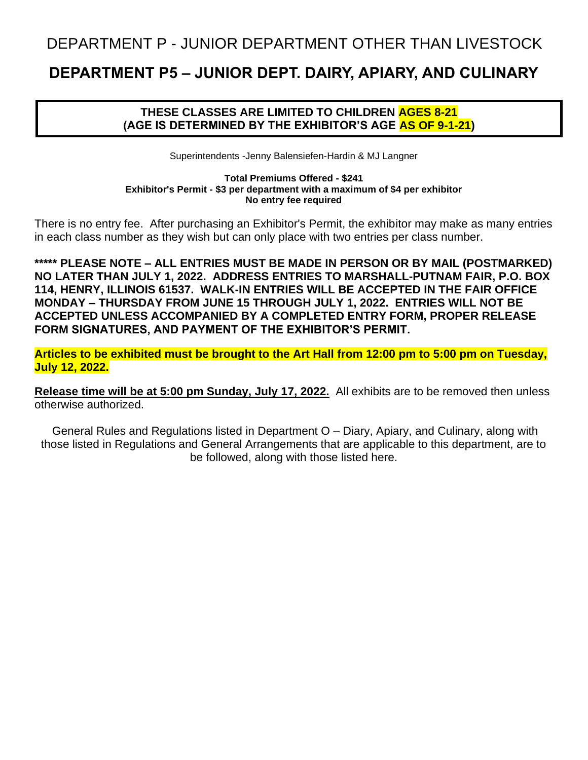# DEPARTMENT P - JUNIOR DEPARTMENT OTHER THAN LIVESTOCK

## DEPARTMENT P5 – JUNIOR DEPT. DAIRY, APIARY, AND CULINARY

**THESE CLASSES ARE LIMITED TO CHILDREN AGES 8-21**
**(AGE IS DETERMINED BY THE EXHIBITOR'S AGE AS OF 9-1-21)**

Superintendents -Jenny Balensiefen-Hardin & MJ Langner

**Total Premiums Offered - $241**
**Exhibitor's Permit - $3 per department with a maximum of $4 per exhibitor**
**No entry fee required**

There is no entry fee. After purchasing an Exhibitor's Permit, the exhibitor may make as many entries in each class number as they wish but can only place with two entries per class number.

**\*\*\*\*\* PLEASE NOTE – ALL ENTRIES MUST BE MADE IN PERSON OR BY MAIL (POSTMARKED) NO LATER THAN JULY 1, 2022. ADDRESS ENTRIES TO MARSHALL-PUTNAM FAIR, P.O. BOX 114, HENRY, ILLINOIS 61537. WALK-IN ENTRIES WILL BE ACCEPTED IN THE FAIR OFFICE MONDAY – THURSDAY FROM JUNE 15 THROUGH JULY 1, 2022. ENTRIES WILL NOT BE ACCEPTED UNLESS ACCOMPANIED BY A COMPLETED ENTRY FORM, PROPER RELEASE FORM SIGNATURES, AND PAYMENT OF THE EXHIBITOR'S PERMIT.**

**Articles to be exhibited must be brought to the Art Hall from 12:00 pm to 5:00 pm on Tuesday, July 12, 2022.**

**Release time will be at 5:00 pm Sunday, July 17, 2022.** All exhibits are to be removed then unless otherwise authorized.

General Rules and Regulations listed in Department O – Diary, Apiary, and Culinary, along with those listed in Regulations and General Arrangements that are applicable to this department, are to be followed, along with those listed here.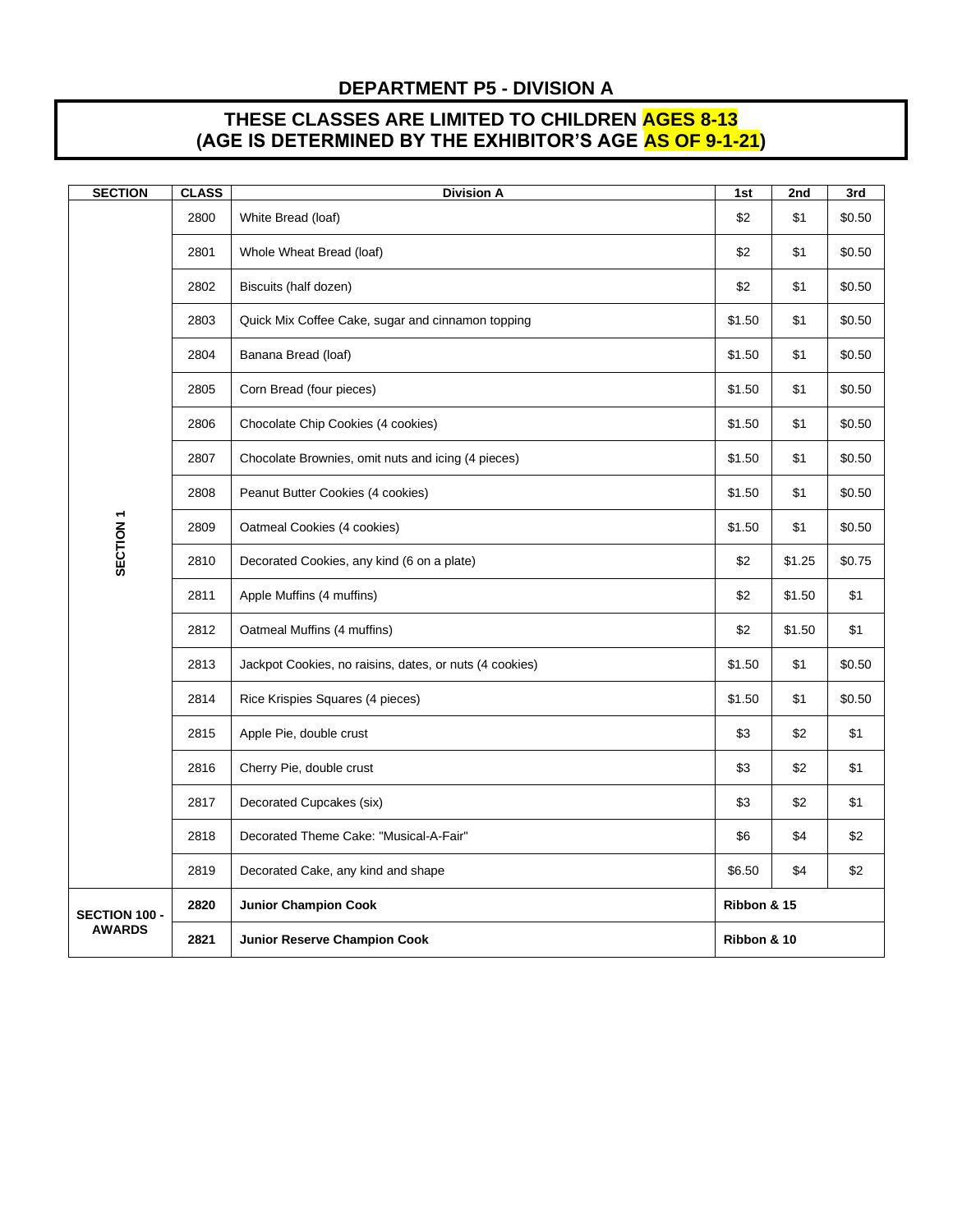## DEPARTMENT P5 - DIVISION A

**THESE CLASSES ARE LIMITED TO CHILDREN AGES 8-13**
**(AGE IS DETERMINED BY THE EXHIBITOR'S AGE AS OF 9-1-21)**

| SECTION | CLASS | Division A | 1st | 2nd | 3rd |
|---|---|---|---|---|---|
| SECTION 1 | 2800 | White Bread (loaf) | $2 | $1 | $0.50 |
| | 2801 | Whole Wheat Bread (loaf) | $2 | $1 | $0.50 |
| | 2802 | Biscuits (half dozen) | $2 | $1 | $0.50 |
| | 2803 | Quick Mix Coffee Cake, sugar and cinnamon topping | $1.50 | $1 | $0.50 |
| | 2804 | Banana Bread (loaf) | $1.50 | $1 | $0.50 |
| | 2805 | Corn Bread (four pieces) | $1.50 | $1 | $0.50 |
| | 2806 | Chocolate Chip Cookies (4 cookies) | $1.50 | $1 | $0.50 |
| | 2807 | Chocolate Brownies, omit nuts and icing (4 pieces) | $1.50 | $1 | $0.50 |
| | 2808 | Peanut Butter Cookies (4 cookies) | $1.50 | $1 | $0.50 |
| | 2809 | Oatmeal Cookies (4 cookies) | $1.50 | $1 | $0.50 |
| | 2810 | Decorated Cookies, any kind (6 on a plate) | $2 | $1.25 | $0.75 |
| | 2811 | Apple Muffins (4 muffins) | $2 | $1.50 | $1 |
| | 2812 | Oatmeal Muffins (4 muffins) | $2 | $1.50 | $1 |
| | 2813 | Jackpot Cookies, no raisins, dates, or nuts (4 cookies) | $1.50 | $1 | $0.50 |
| | 2814 | Rice Krispies Squares (4 pieces) | $1.50 | $1 | $0.50 |
| | 2815 | Apple Pie, double crust | $3 | $2 | $1 |
| | 2816 | Cherry Pie, double crust | $3 | $2 | $1 |
| | 2817 | Decorated Cupcakes (six) | $3 | $2 | $1 |
| | 2818 | Decorated Theme Cake: "Musical-A-Fair" | $6 | $4 | $2 |
| | 2819 | Decorated Cake, any kind and shape | $6.50 | $4 | $2 |
| SECTION 100 - AWARDS | **2820** | **Junior Champion Cook** | **Ribbon & 15** | | |
| | **2821** | **Junior Reserve Champion Cook** | **Ribbon & 10** | | |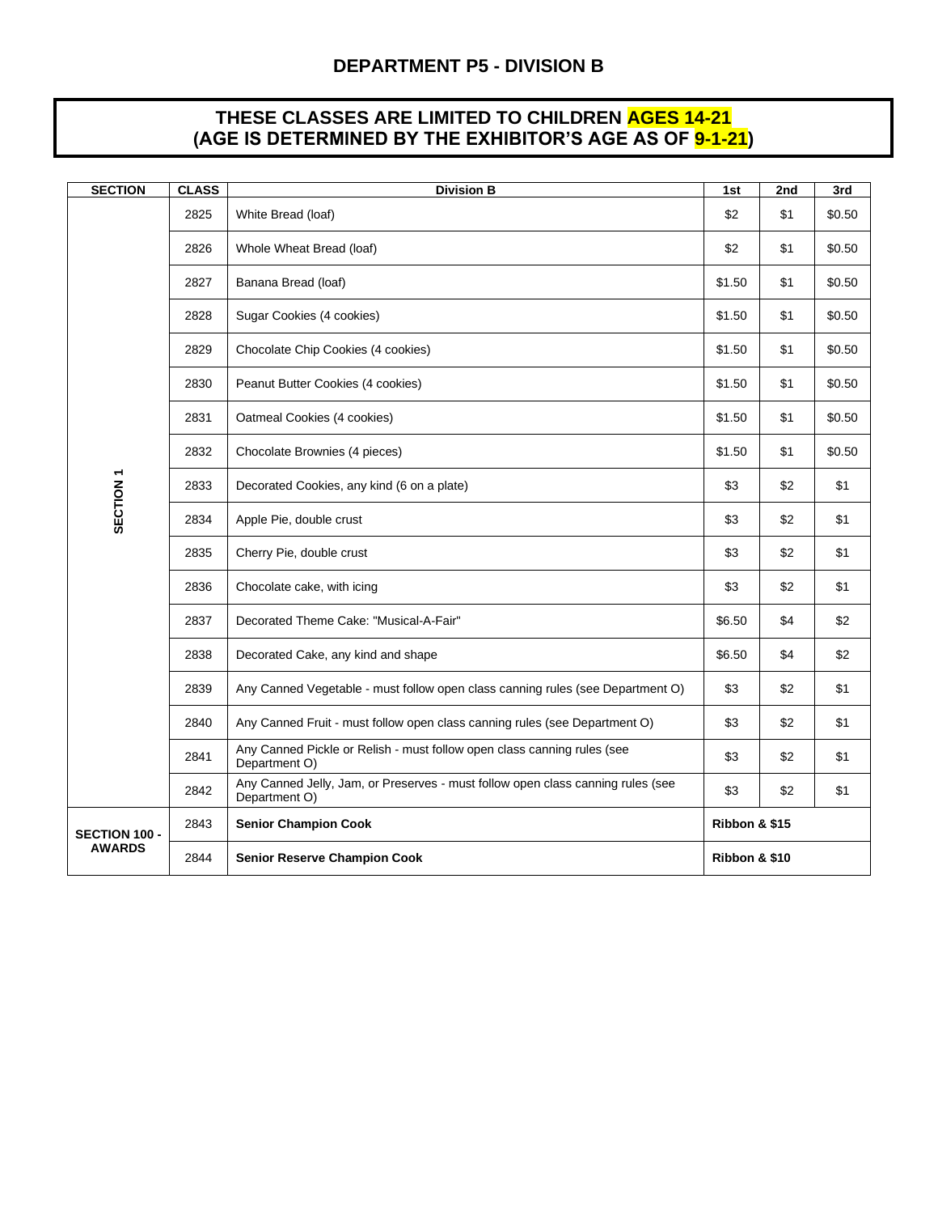## DEPARTMENT P5 - DIVISION B

**THESE CLASSES ARE LIMITED TO CHILDREN AGES 14-21**
**(AGE IS DETERMINED BY THE EXHIBITOR'S AGE AS OF 9-1-21)**

| SECTION | CLASS | Division B | 1st | 2nd | 3rd |
|---|---|---|---|---|---|
| SECTION 1 | 2825 | White Bread (loaf) | $2 | $1 | $0.50 |
| | 2826 | Whole Wheat Bread (loaf) | $2 | $1 | $0.50 |
| | 2827 | Banana Bread (loaf) | $1.50 | $1 | $0.50 |
| | 2828 | Sugar Cookies (4 cookies) | $1.50 | $1 | $0.50 |
| | 2829 | Chocolate Chip Cookies (4 cookies) | $1.50 | $1 | $0.50 |
| | 2830 | Peanut Butter Cookies (4 cookies) | $1.50 | $1 | $0.50 |
| | 2831 | Oatmeal Cookies (4 cookies) | $1.50 | $1 | $0.50 |
| | 2832 | Chocolate Brownies (4 pieces) | $1.50 | $1 | $0.50 |
| | 2833 | Decorated Cookies, any kind (6 on a plate) | $3 | $2 | $1 |
| | 2834 | Apple Pie, double crust | $3 | $2 | $1 |
| | 2835 | Cherry Pie, double crust | $3 | $2 | $1 |
| | 2836 | Chocolate cake, with icing | $3 | $2 | $1 |
| | 2837 | Decorated Theme Cake: "Musical-A-Fair" | $6.50 | $4 | $2 |
| | 2838 | Decorated Cake, any kind and shape | $6.50 | $4 | $2 |
| | 2839 | Any Canned Vegetable - must follow open class canning rules (see Department O) | $3 | $2 | $1 |
| | 2840 | Any Canned Fruit - must follow open class canning rules (see Department O) | $3 | $2 | $1 |
| | 2841 | Any Canned Pickle or Relish - must follow open class canning rules (see Department O) | $3 | $2 | $1 |
| | 2842 | Any Canned Jelly, Jam, or Preserves - must follow open class canning rules (see Department O) | $3 | $2 | $1 |
| **SECTION 100 - AWARDS** | 2843 | **Senior Champion Cook** | **Ribbon & $15** | | |
| | 2844 | **Senior Reserve Champion Cook** | **Ribbon & $10** | | |